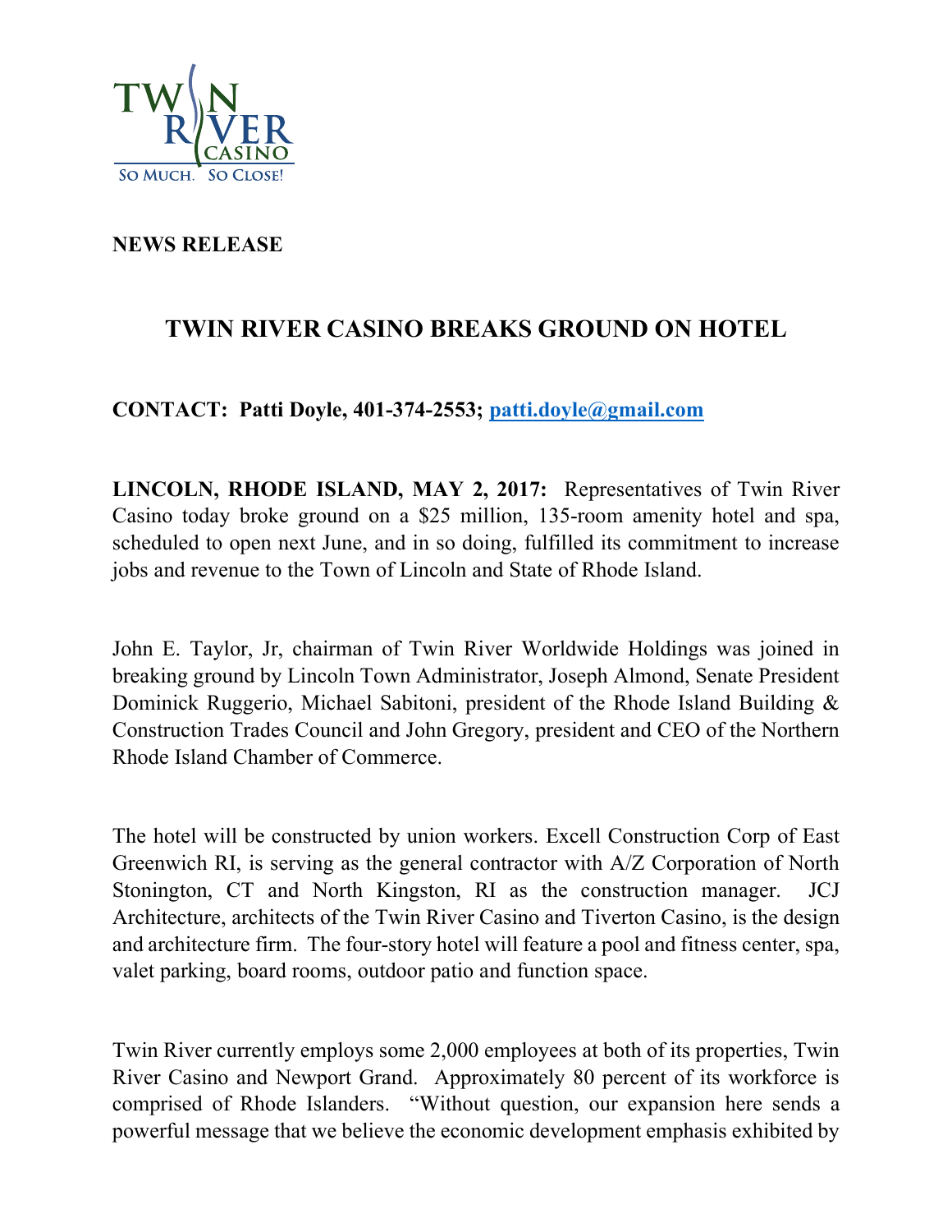TWIN RIVER CASINO

SO MUCH. SO CLOSE!

**NEWS RELEASE**

# TWIN RIVER CASINO BREAKS GROUND ON HOTEL

**CONTACT: Patti Doyle, 401-374-2553; patti.doyle@gmail.com**

**LINCOLN, RHODE ISLAND, MAY 2, 2017:** Representatives of Twin River Casino today broke ground on a $25 million, 135-room amenity hotel and spa, scheduled to open next June, and in so doing, fulfilled its commitment to increase jobs and revenue to the Town of Lincoln and State of Rhode Island.

John E. Taylor, Jr, chairman of Twin River Worldwide Holdings was joined in breaking ground by Lincoln Town Administrator, Joseph Almond, Senate President Dominick Ruggerio, Michael Sabitoni, president of the Rhode Island Building & Construction Trades Council and John Gregory, president and CEO of the Northern Rhode Island Chamber of Commerce.

The hotel will be constructed by union workers. Excell Construction Corp of East Greenwich RI, is serving as the general contractor with A/Z Corporation of North Stonington, CT and North Kingston, RI as the construction manager. JCJ Architecture, architects of the Twin River Casino and Tiverton Casino, is the design and architecture firm. The four-story hotel will feature a pool and fitness center, spa, valet parking, board rooms, outdoor patio and function space.

Twin River currently employs some 2,000 employees at both of its properties, Twin River Casino and Newport Grand. Approximately 80 percent of its workforce is comprised of Rhode Islanders. "Without question, our expansion here sends a powerful message that we believe the economic development emphasis exhibited by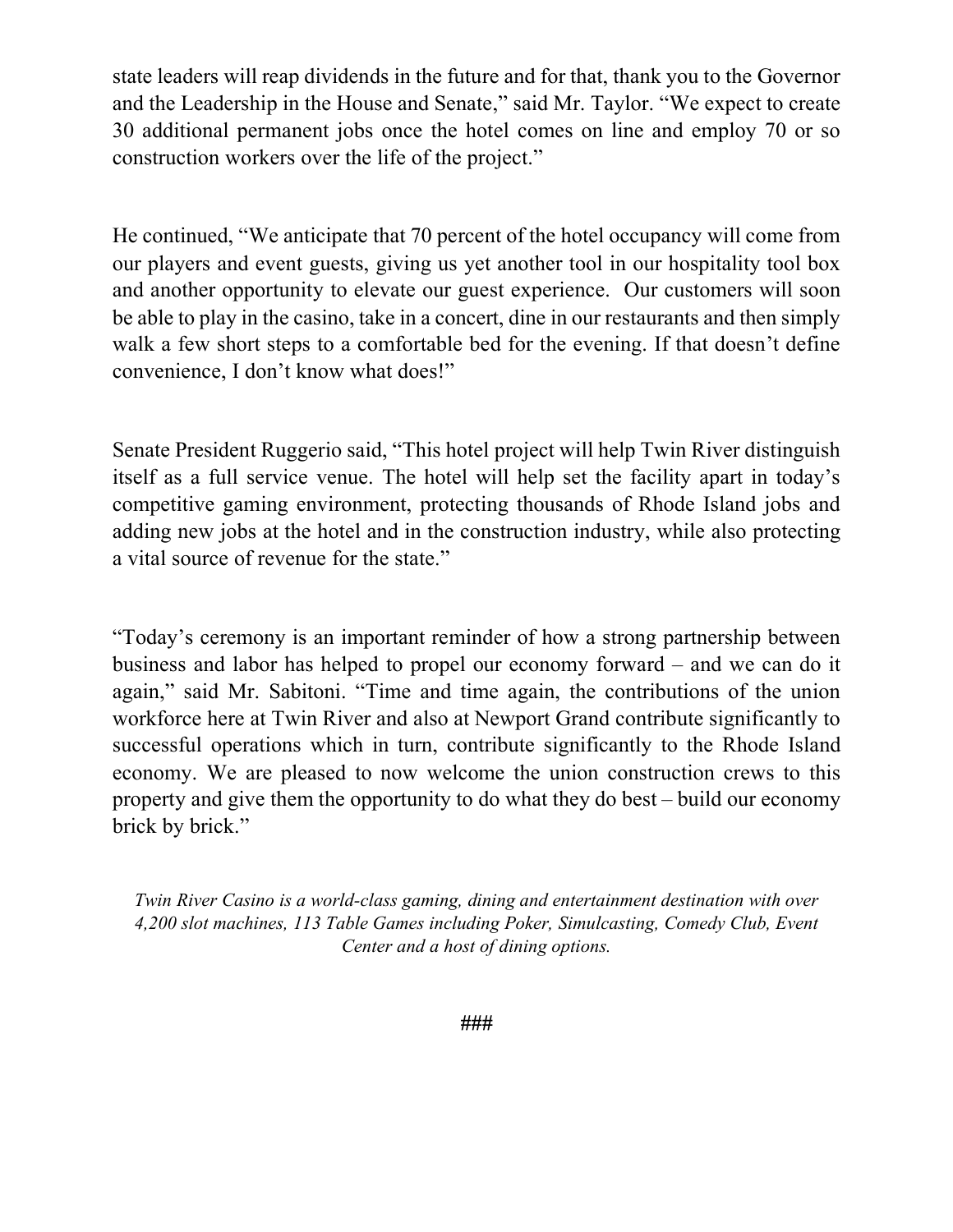state leaders will reap dividends in the future and for that, thank you to the Governor and the Leadership in the House and Senate," said Mr. Taylor. "We expect to create 30 additional permanent jobs once the hotel comes on line and employ 70 or so construction workers over the life of the project."

He continued, "We anticipate that 70 percent of the hotel occupancy will come from our players and event guests, giving us yet another tool in our hospitality tool box and another opportunity to elevate our guest experience. Our customers will soon be able to play in the casino, take in a concert, dine in our restaurants and then simply walk a few short steps to a comfortable bed for the evening. If that doesn't define convenience, I don't know what does!"

Senate President Ruggerio said, "This hotel project will help Twin River distinguish itself as a full service venue. The hotel will help set the facility apart in today's competitive gaming environment, protecting thousands of Rhode Island jobs and adding new jobs at the hotel and in the construction industry, while also protecting a vital source of revenue for the state."

"Today's ceremony is an important reminder of how a strong partnership between business and labor has helped to propel our economy forward – and we can do it again," said Mr. Sabitoni. "Time and time again, the contributions of the union workforce here at Twin River and also at Newport Grand contribute significantly to successful operations which in turn, contribute significantly to the Rhode Island economy. We are pleased to now welcome the union construction crews to this property and give them the opportunity to do what they do best – build our economy brick by brick."

*Twin River Casino is a world-class gaming, dining and entertainment destination with over 4,200 slot machines, 113 Table Games including Poker, Simulcasting, Comedy Club, Event Center and a host of dining options.*

###